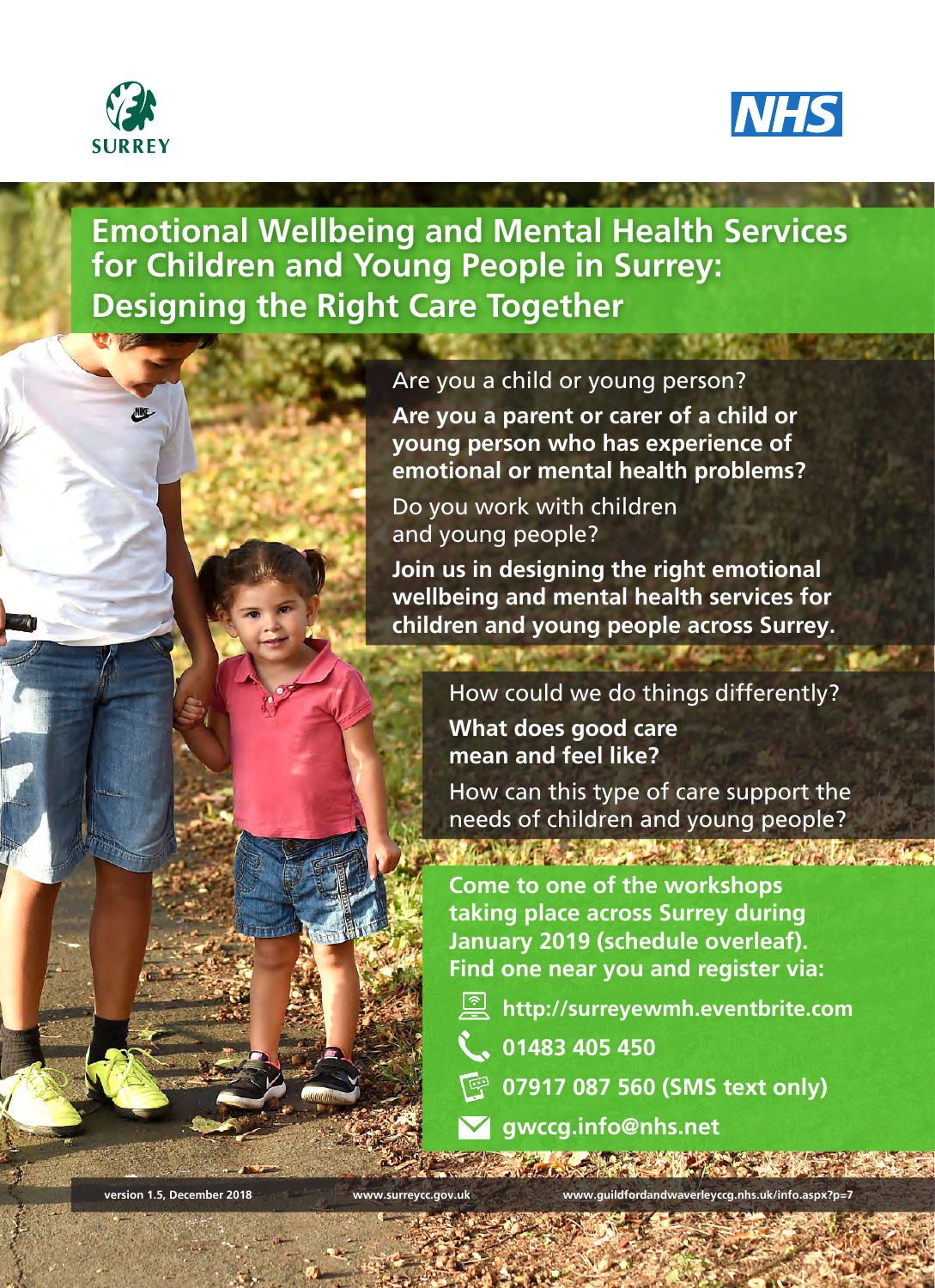SURREY

NHS

# Emotional Wellbeing and Mental Health Services for Children and Young People in Surrey: Designing the Right Care Together

Are you a child or young person?

**Are you a parent or carer of a child or young person who has experience of emotional or mental health problems?**

Do you work with children and young people?

**Join us in designing the right emotional wellbeing and mental health services for children and young people across Surrey.**

How could we do things differently?

**What does good care mean and feel like?**

How can this type of care support the needs of children and young people?

**Come to one of the workshops taking place across Surrey during January 2019 (schedule overleaf). Find one near you and register via:**

- **http://surreyewmh.eventbrite.com**
- **01483 405 450**
- **07917 087 560 (SMS text only)**
- **gwccg.info@nhs.net**

version 1.5, December 2018 | www.surreycc.gov.uk | www.guildfordandwaverleyccg.nhs.uk/info.aspx?p=7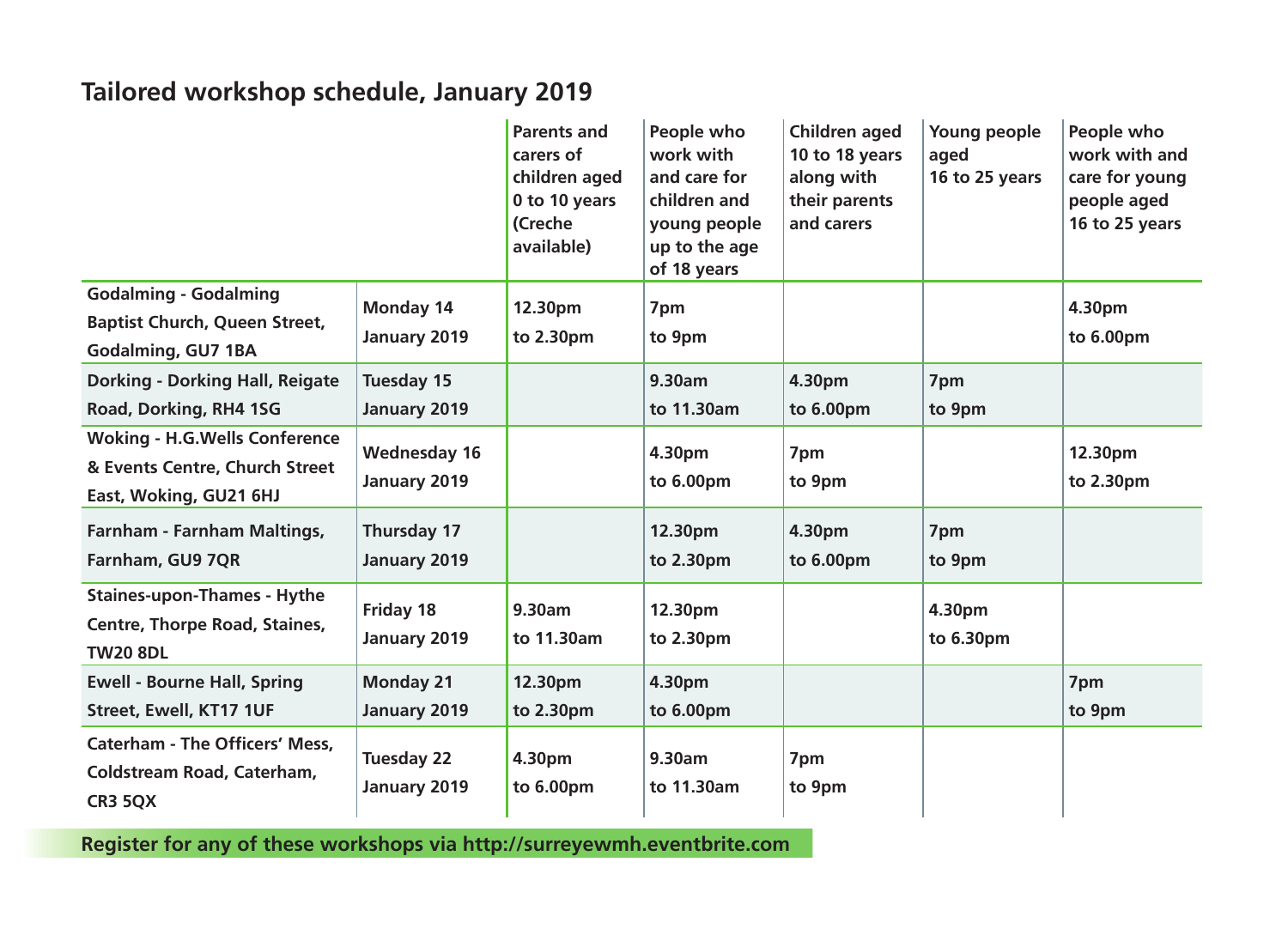## Tailored workshop schedule, January 2019

| | | Parents and carers of children aged 0 to 10 years (Creche available) | People who work with and care for children and young people up to the age of 18 years | Children aged 10 to 18 years along with their parents and carers | Young people aged 16 to 25 years | People who work with and care for young people aged 16 to 25 years |
|---|---|---|---|---|---|---|
| Godalming - Godalming Baptist Church, Queen Street, Godalming, GU7 1BA | Monday 14 January 2019 | 12.30pm to 2.30pm | 7pm to 9pm | | | 4.30pm to 6.00pm |
| Dorking - Dorking Hall, Reigate Road, Dorking, RH4 1SG | Tuesday 15 January 2019 | | 9.30am to 11.30am | 4.30pm to 6.00pm | 7pm to 9pm | |
| Woking - H.G.Wells Conference & Events Centre, Church Street East, Woking, GU21 6HJ | Wednesday 16 January 2019 | | 4.30pm to 6.00pm | 7pm to 9pm | | 12.30pm to 2.30pm |
| Farnham - Farnham Maltings, Farnham, GU9 7QR | Thursday 17 January 2019 | | 12.30pm to 2.30pm | 4.30pm to 6.00pm | 7pm to 9pm | |
| Staines-upon-Thames - Hythe Centre, Thorpe Road, Staines, TW20 8DL | Friday 18 January 2019 | 9.30am to 11.30am | 12.30pm to 2.30pm | | 4.30pm to 6.30pm | |
| Ewell - Bourne Hall, Spring Street, Ewell, KT17 1UF | Monday 21 January 2019 | 12.30pm to 2.30pm | 4.30pm to 6.00pm | | | 7pm to 9pm |
| Caterham - The Officers' Mess, Coldstream Road, Caterham, CR3 5QX | Tuesday 22 January 2019 | 4.30pm to 6.00pm | 9.30am to 11.30am | 7pm to 9pm | | |

**Register for any of these workshops via http://surreyewmh.eventbrite.com**